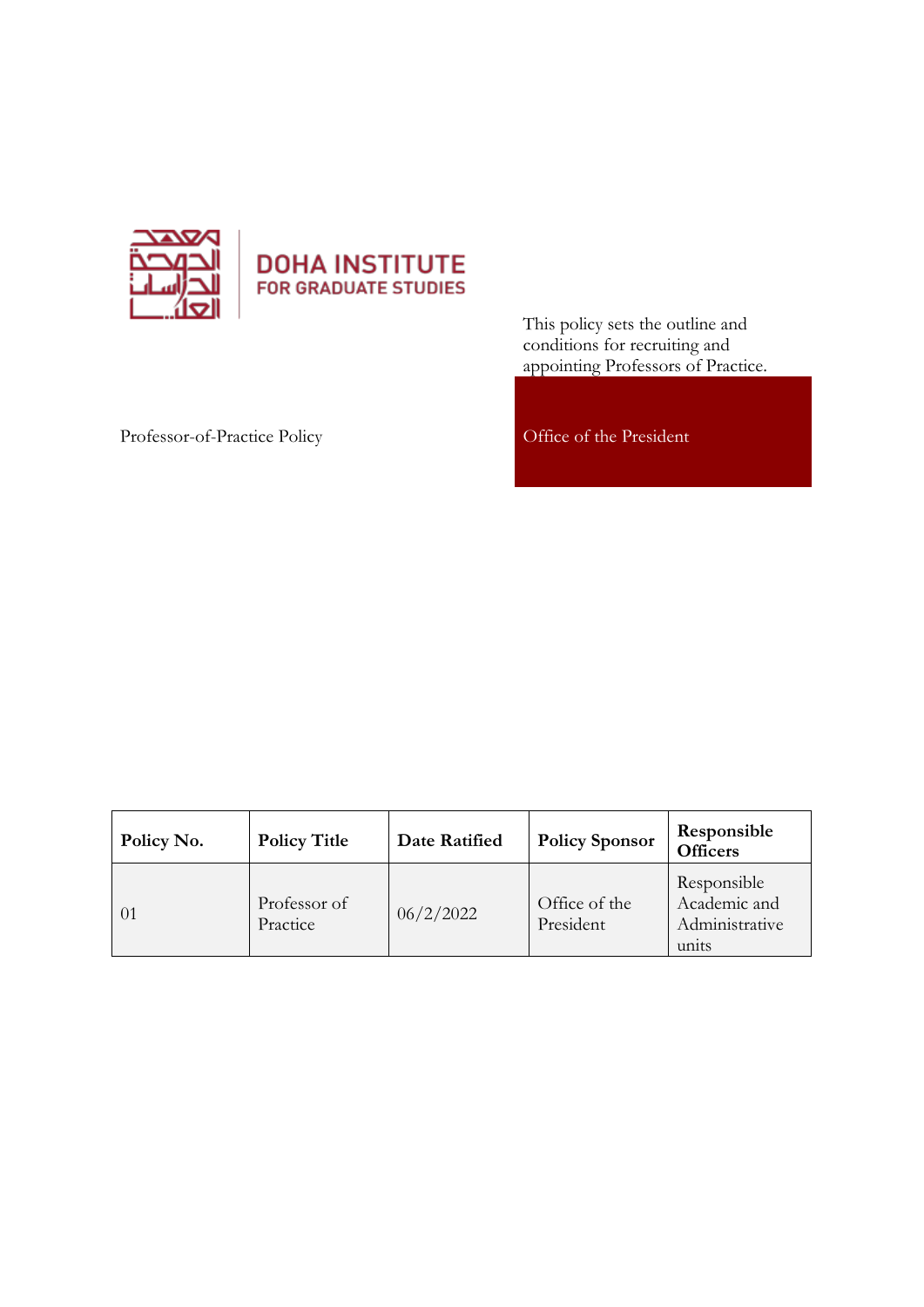DOHA INSTITUTE
FOR GRADUATE STUDIES

This policy sets the outline and conditions for recruiting and appointing Professors of Practice.

Professor-of-Practice Policy

Office of the President

| Policy No. | Policy Title | Date Ratified | Policy Sponsor | Responsible Officers |
|---|---|---|---|---|
| 01 | Professor of Practice | 06/2/2022 | Office of the President | Responsible Academic and Administrative units |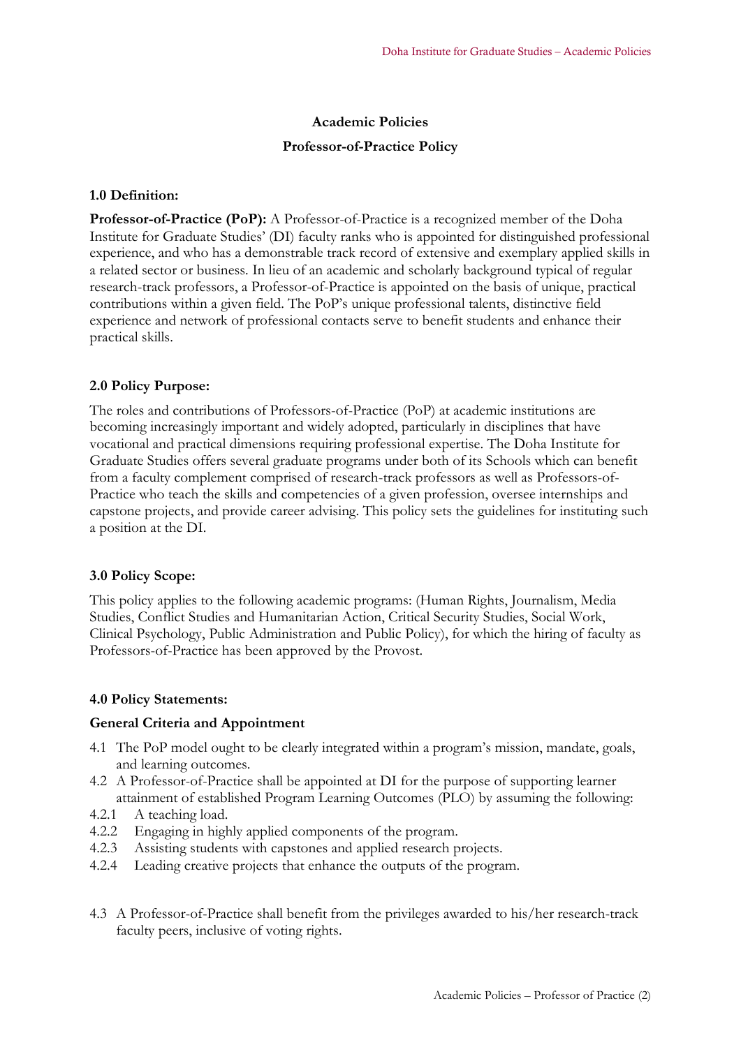# Academic Policies

## Professor-of-Practice Policy

### 1.0 Definition:

**Professor-of-Practice (PoP):** A Professor-of-Practice is a recognized member of the Doha Institute for Graduate Studies' (DI) faculty ranks who is appointed for distinguished professional experience, and who has a demonstrable track record of extensive and exemplary applied skills in a related sector or business. In lieu of an academic and scholarly background typical of regular research-track professors, a Professor-of-Practice is appointed on the basis of unique, practical contributions within a given field. The PoP's unique professional talents, distinctive field experience and network of professional contacts serve to benefit students and enhance their practical skills.

### 2.0 Policy Purpose:

The roles and contributions of Professors-of-Practice (PoP) at academic institutions are becoming increasingly important and widely adopted, particularly in disciplines that have vocational and practical dimensions requiring professional expertise. The Doha Institute for Graduate Studies offers several graduate programs under both of its Schools which can benefit from a faculty complement comprised of research-track professors as well as Professors-of-Practice who teach the skills and competencies of a given profession, oversee internships and capstone projects, and provide career advising. This policy sets the guidelines for instituting such a position at the DI.

### 3.0 Policy Scope:

This policy applies to the following academic programs: (Human Rights, Journalism, Media Studies, Conflict Studies and Humanitarian Action, Critical Security Studies, Social Work, Clinical Psychology, Public Administration and Public Policy), for which the hiring of faculty as Professors-of-Practice has been approved by the Provost.

### 4.0 Policy Statements:

#### General Criteria and Appointment

4.1 The PoP model ought to be clearly integrated within a program's mission, mandate, goals, and learning outcomes.

4.2 A Professor-of-Practice shall be appointed at DI for the purpose of supporting learner attainment of established Program Learning Outcomes (PLO) by assuming the following:

4.2.1 A teaching load.

4.2.2 Engaging in highly applied components of the program.

4.2.3 Assisting students with capstones and applied research projects.

4.2.4 Leading creative projects that enhance the outputs of the program.

4.3 A Professor-of-Practice shall benefit from the privileges awarded to his/her research-track faculty peers, inclusive of voting rights.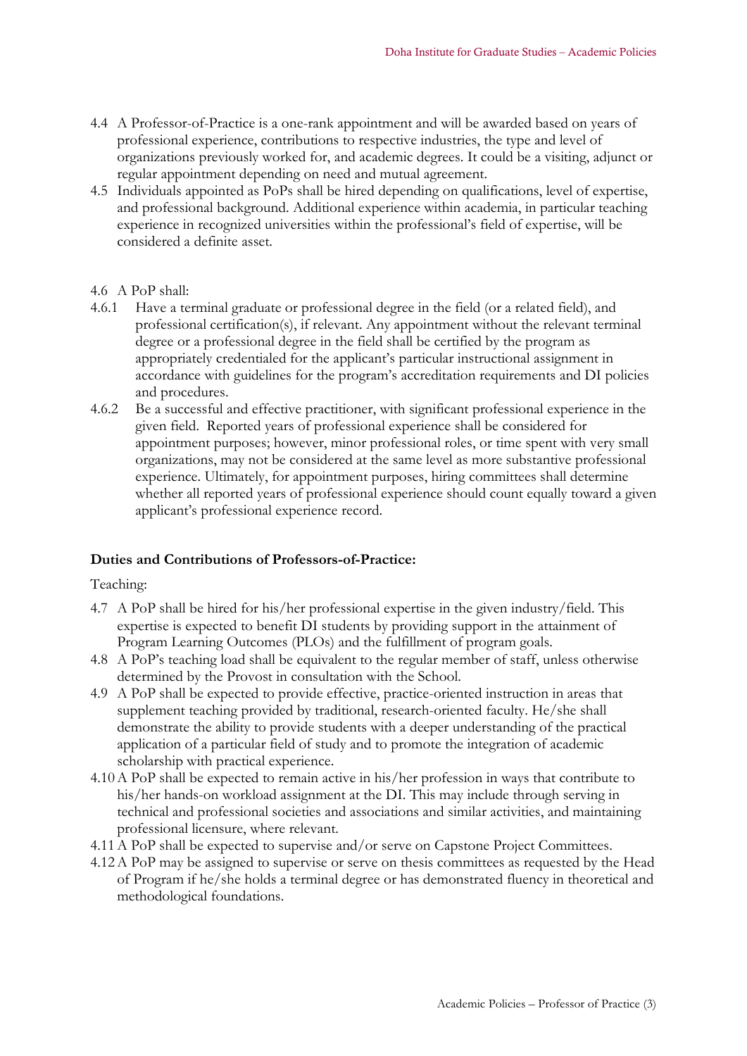4.4 A Professor-of-Practice is a one-rank appointment and will be awarded based on years of professional experience, contributions to respective industries, the type and level of organizations previously worked for, and academic degrees. It could be a visiting, adjunct or regular appointment depending on need and mutual agreement.

4.5 Individuals appointed as PoPs shall be hired depending on qualifications, level of expertise, and professional backgound. Additional experience within academia, in particular teaching experience in recognized universities within the professional's field of expertise, will be considered a definite asset.

4.6 A PoP shall:

4.6.1 Have a terminal graduate or professional degree in the field (or a related field), and professional certification(s), if relevant. Any appointment without the relevant terminal degree or a professional degree in the field shall be certified by the program as appropriately credentialed for the applicant's particular instructional assignment in accordance with guidelines for the program's accreditation requirements and DI policies and procedures.

4.6.2 Be a successful and effective practitioner, with significant professional experience in the given field. Reported years of professional experience shall be considered for appointment purposes; however, minor professional roles, or time spent with very small organizations, may not be considered at the same level as more substantive professional experience. Ultimately, for appointment purposes, hiring committees shall determine whether all reported years of professional experience should count equally toward a given applicant's professional experience record.

**Duties and Contributions of Professors-of-Practice:**

Teaching:

4.7 A PoP shall be hired for his/her professional expertise in the given industry/field. This expertise is expected to benefit DI students by providing support in the attainment of Program Learning Outcomes (PLOs) and the fulfillment of program goals.

4.8 A PoP's teaching load shall be equivalent to the regular member of staff, unless otherwise determined by the Provost in consultation with the School.

4.9 A PoP shall be expected to provide effective, practice-oriented instruction in areas that supplement teaching provided by traditional, research-oriented faculty. He/she shall demonstrate the ability to provide students with a deeper understanding of the practical application of a particular field of study and to promote the integration of academic scholarship with practical experience.

4.10 A PoP shall be expected to remain active in his/her profession in ways that contribute to his/her hands-on workload assignment at the DI. This may include through serving in technical and professional societies and associations and similar activities, and maintaining professional licensure, where relevant.

4.11 A PoP shall be expected to supervise and/or serve on Capstone Project Committees.

4.12 A PoP may be assigned to supervise or serve on thesis committees as requested by the Head of Program if he/she holds a terminal degree or has demonstrated fluency in theoretical and methodological foundations.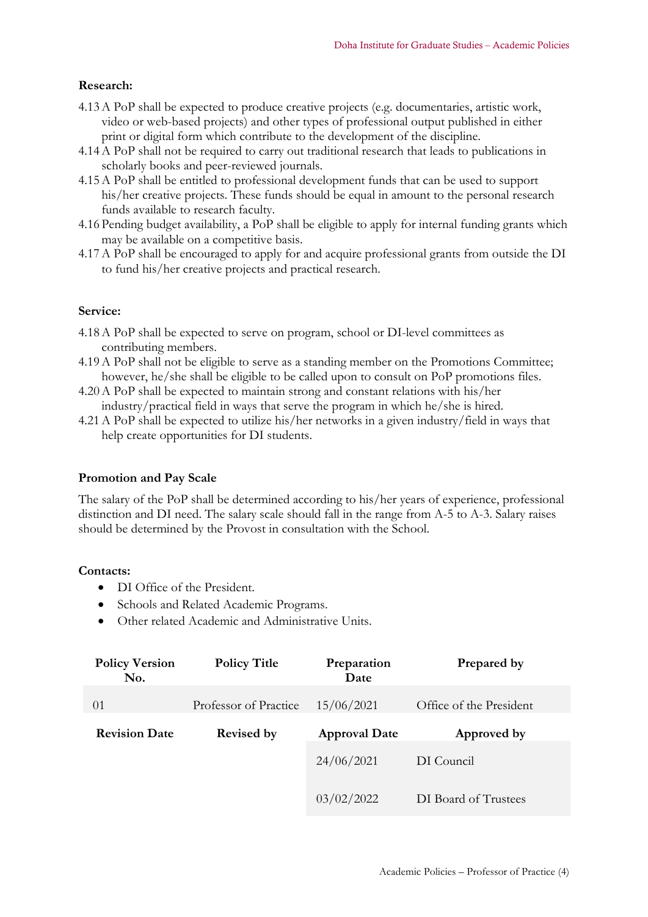**Research:**

4.13 A PoP shall be expected to produce creative projects (e.g. documentaries, artistic work, video or web-based projects) and other types of professional output published in either print or digital form which contribute to the development of the discipline.

4.14 A PoP shall not be required to carry out traditional research that leads to publications in scholarly books and peer-reviewed journals.

4.15 A PoP shall be entitled to professional development funds that can be used to support his/her creative projects. These funds should be equal in amount to the personal research funds available to research faculty.

4.16 Pending budget availability, a PoP shall be eligible to apply for internal funding grants which may be available on a competitive basis.

4.17 A PoP shall be encouraged to apply for and acquire professional grants from outside the DI to fund his/her creative projects and practical research.

**Service:**

4.18 A PoP shall be expected to serve on program, school or DI-level committees as contributing members.

4.19 A PoP shall not be eligible to serve as a standing member on the Promotions Committee; however, he/she shall be eligible to be called upon to consult on PoP promotions files.

4.20 A PoP shall be expected to maintain strong and constant relations with his/her industry/practical field in ways that serve the program in which he/she is hired.

4.21 A PoP shall be expected to utilize his/her networks in a given industry/field in ways that help create opportunities for DI students.

**Promotion and Pay Scale**

The salary of the PoP shall be determined according to his/her years of experience, professional distinction and DI need. The salary scale should fall in the range from A-5 to A-3. Salary raises should be determined by the Provost in consultation with the School.

**Contacts:**

- DI Office of the President.
- Schools and Related Academic Programs.
- Other related Academic and Administrative Units.

| Policy Version No. | Policy Title | Preparation Date | Prepared by |
|---|---|---|---|
| 01 | Professor of Practice | 15/06/2021 | Office of the President |
| **Revision Date** | **Revised by** | **Approval Date** | **Approved by** |
| | | 24/06/2021 | DI Council |
| | | 03/02/2022 | DI Board of Trustees |